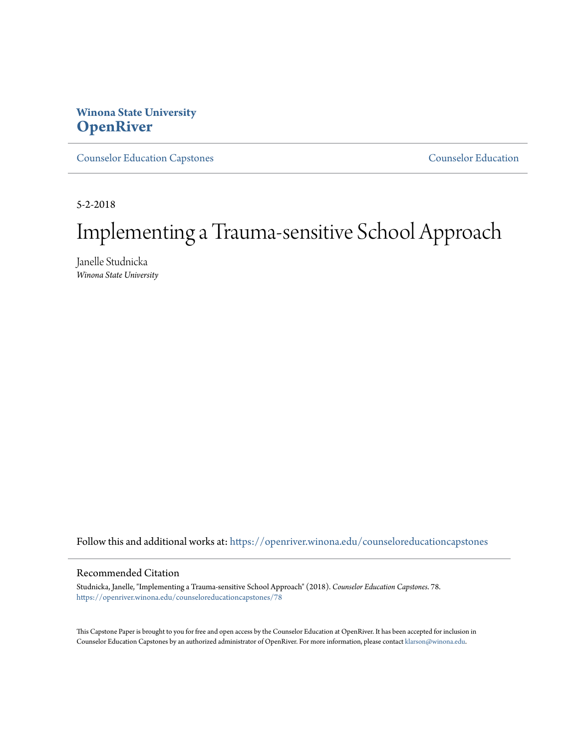Winona State University
**OpenRiver**

Counselor Education Capstones — Counselor Education

5-2-2018

# Implementing a Trauma-sensitive School Approach

Janelle Studnicka
*Winona State University*

Follow this and additional works at: https://openriver.winona.edu/counseloreducationcapstones

## Recommended Citation

Studnicka, Janelle, "Implementing a Trauma-sensitive School Approach" (2018). *Counselor Education Capstones*. 78.
https://openriver.winona.edu/counseloreducationcapstones/78

This Capstone Paper is brought to you for free and open access by the Counselor Education at OpenRiver. It has been accepted for inclusion in Counselor Education Capstones by an authorized administrator of OpenRiver. For more information, please contact klarson@winona.edu.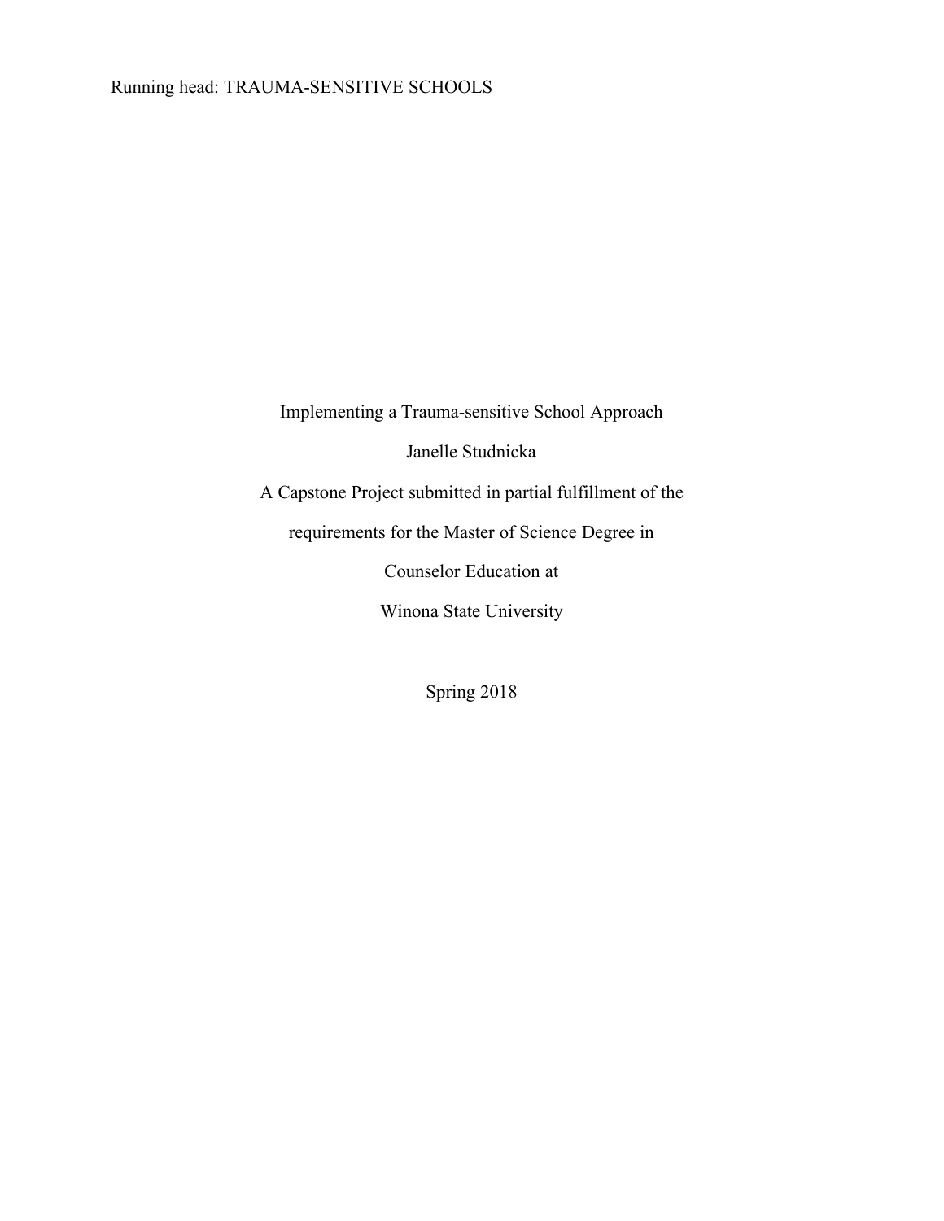Implementing a Trauma-sensitive School Approach

Janelle Studnicka

A Capstone Project submitted in partial fulfillment of the

requirements for the Master of Science Degree in

Counselor Education at

Winona State University

Spring 2018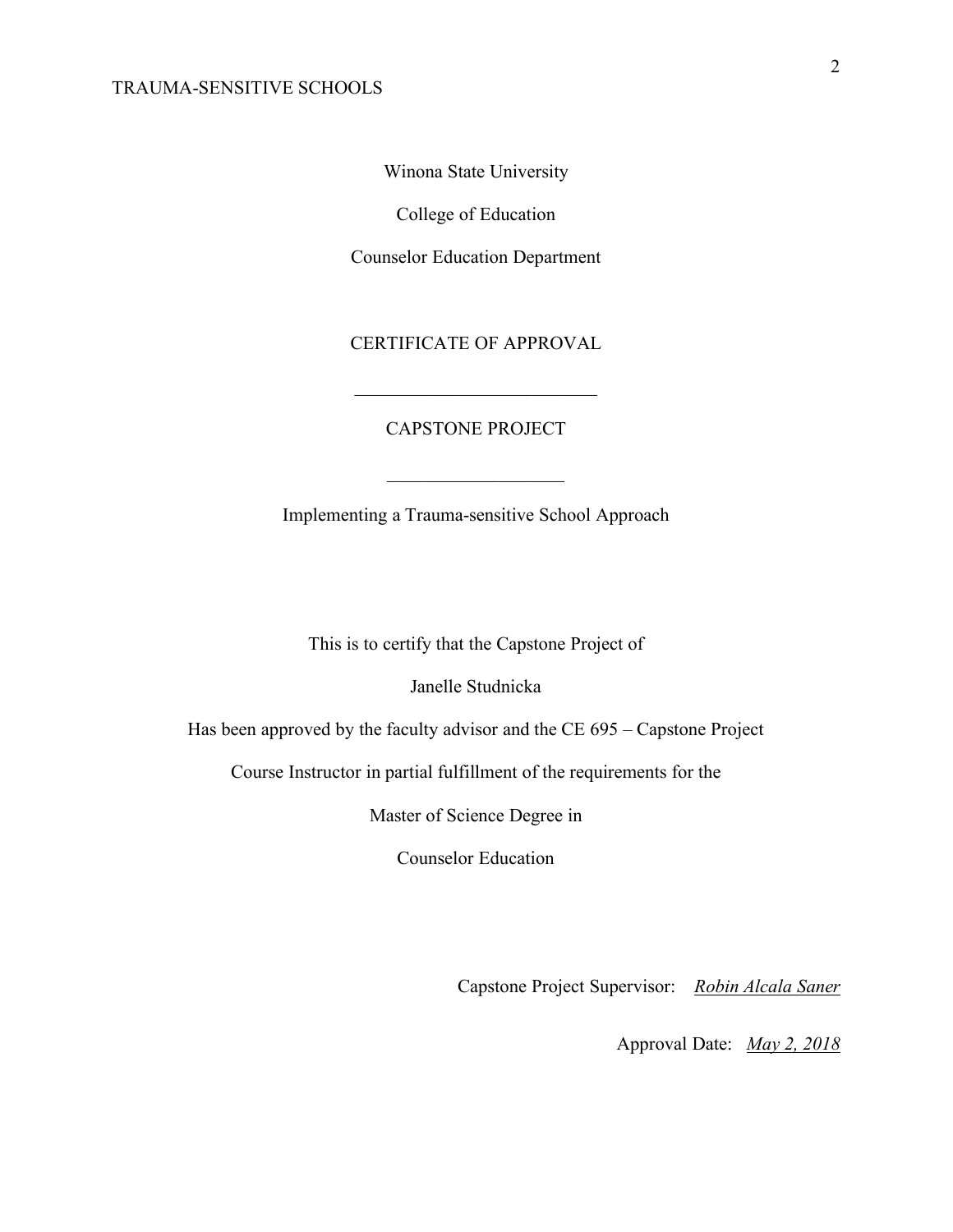Winona State University

College of Education

Counselor Education Department

CERTIFICATE OF APPROVAL

---

CAPSTONE PROJECT

---

Implementing a Trauma-sensitive School Approach

This is to certify that the Capstone Project of

Janelle Studnicka

Has been approved by the faculty advisor and the CE 695 – Capstone Project

Course Instructor in partial fulfillment of the requirements for the

Master of Science Degree in

Counselor Education

Capstone Project Supervisor: *Robin Alcala Saner*

Approval Date: *May 2, 2018*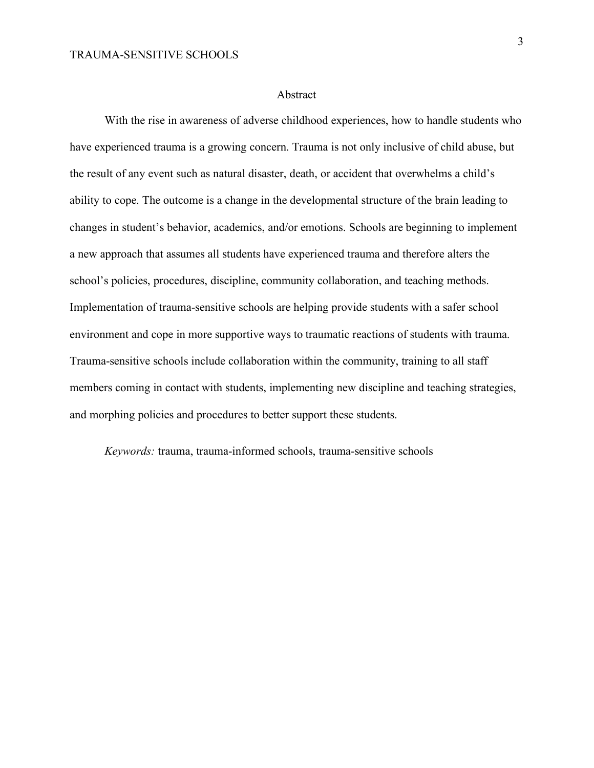# Abstract

With the rise in awareness of adverse childhood experiences, how to handle students who have experienced trauma is a growing concern. Trauma is not only inclusive of child abuse, but the result of any event such as natural disaster, death, or accident that overwhelms a child's ability to cope. The outcome is a change in the developmental structure of the brain leading to changes in student's behavior, academics, and/or emotions. Schools are beginning to implement a new approach that assumes all students have experienced trauma and therefore alters the school's policies, procedures, discipline, community collaboration, and teaching methods. Implementation of trauma-sensitive schools are helping provide students with a safer school environment and cope in more supportive ways to traumatic reactions of students with trauma. Trauma-sensitive schools include collaboration within the community, training to all staff members coming in contact with students, implementing new discipline and teaching strategies, and morphing policies and procedures to better support these students.

*Keywords:* trauma, trauma-informed schools, trauma-sensitive schools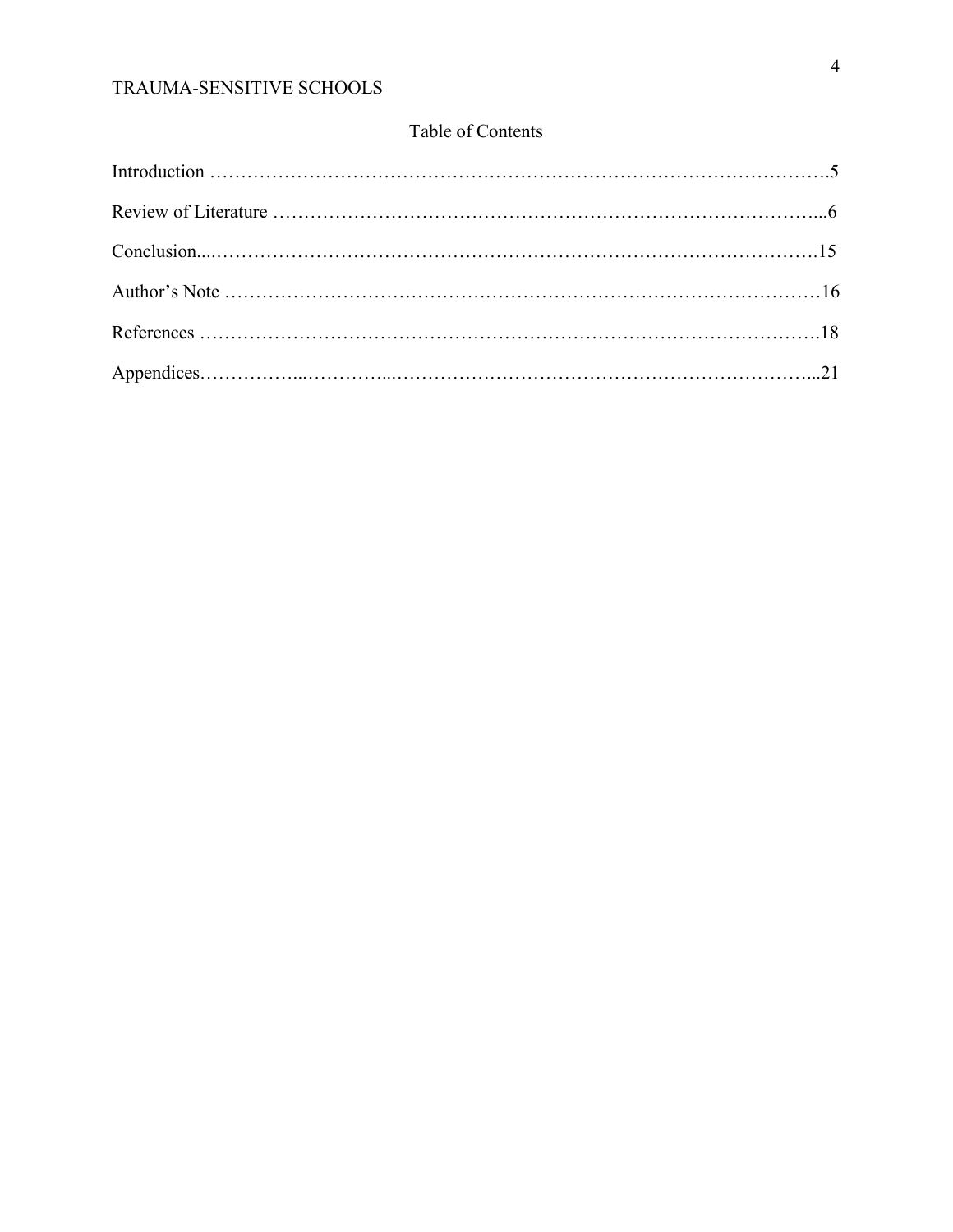## Table of Contents

| Section | Page |
|---|---|
| Introduction | 5 |
| Review of Literature | 6 |
| Conclusion | 15 |
| Author's Note | 16 |
| References | 18 |
| Appendices | 21 |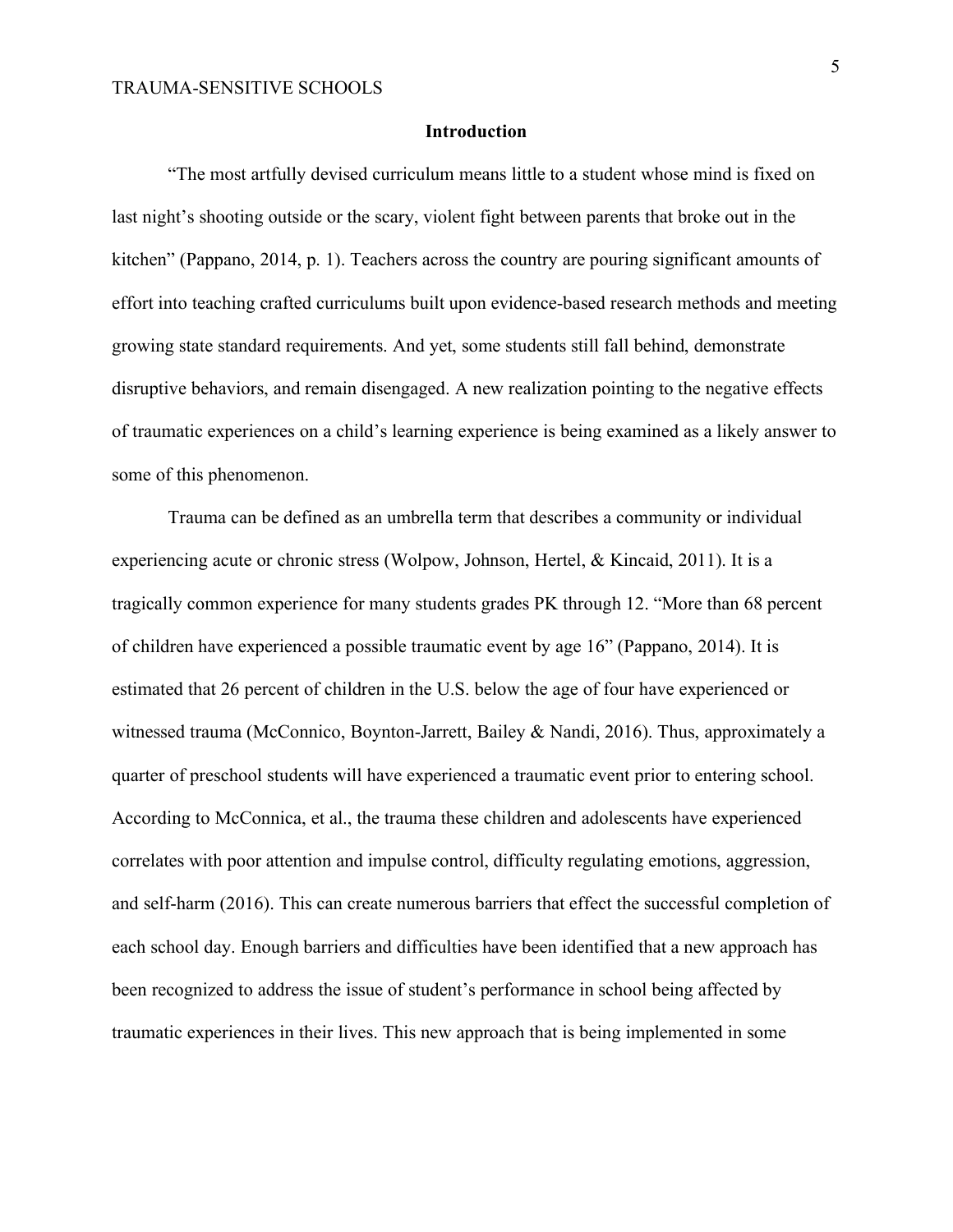## Introduction

"The most artfully devised curriculum means little to a student whose mind is fixed on last night's shooting outside or the scary, violent fight between parents that broke out in the kitchen" (Pappano, 2014, p. 1). Teachers across the country are pouring significant amounts of effort into teaching crafted curriculums built upon evidence-based research methods and meeting growing state standard requirements. And yet, some students still fall behind, demonstrate disruptive behaviors, and remain disengaged. A new realization pointing to the negative effects of traumatic experiences on a child's learning experience is being examined as a likely answer to some of this phenomenon.

Trauma can be defined as an umbrella term that describes a community or individual experiencing acute or chronic stress (Wolpow, Johnson, Hertel, & Kincaid, 2011). It is a tragically common experience for many students grades PK through 12. "More than 68 percent of children have experienced a possible traumatic event by age 16" (Pappano, 2014). It is estimated that 26 percent of children in the U.S. below the age of four have experienced or witnessed trauma (McConnico, Boynton-Jarrett, Bailey & Nandi, 2016). Thus, approximately a quarter of preschool students will have experienced a traumatic event prior to entering school. According to McConnica, et al., the trauma these children and adolescents have experienced correlates with poor attention and impulse control, difficulty regulating emotions, aggression, and self-harm (2016). This can create numerous barriers that effect the successful completion of each school day. Enough barriers and difficulties have been identified that a new approach has been recognized to address the issue of student's performance in school being affected by traumatic experiences in their lives. This new approach that is being implemented in some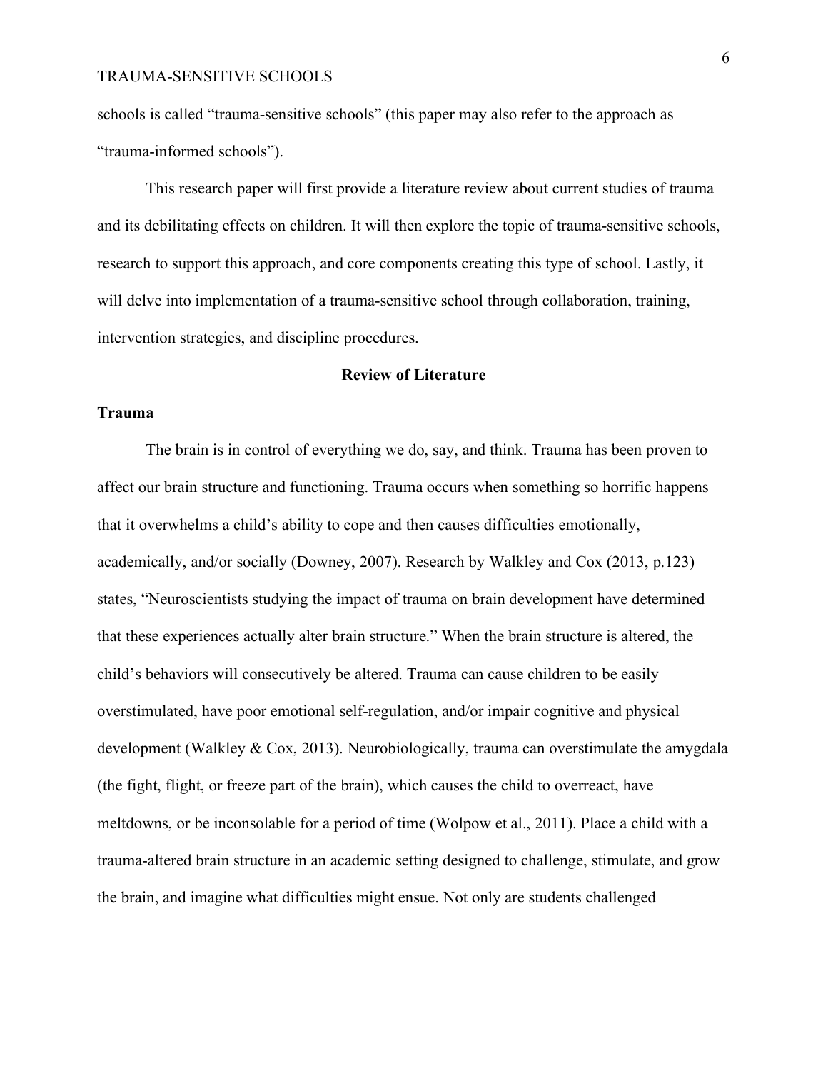schools is called "trauma-sensitive schools" (this paper may also refer to the approach as "trauma-informed schools").

This research paper will first provide a literature review about current studies of trauma and its debilitating effects on children. It will then explore the topic of trauma-sensitive schools, research to support this approach, and core components creating this type of school. Lastly, it will delve into implementation of a trauma-sensitive school through collaboration, training, intervention strategies, and discipline procedures.

## Review of Literature

### Trauma

The brain is in control of everything we do, say, and think. Trauma has been proven to affect our brain structure and functioning. Trauma occurs when something so horrific happens that it overwhelms a child's ability to cope and then causes difficulties emotionally, academically, and/or socially (Downey, 2007). Research by Walkley and Cox (2013, p.123) states, "Neuroscientists studying the impact of trauma on brain development have determined that these experiences actually alter brain structure." When the brain structure is altered, the child's behaviors will consecutively be altered. Trauma can cause children to be easily overstimulated, have poor emotional self-regulation, and/or impair cognitive and physical development (Walkley & Cox, 2013). Neurobiologically, trauma can overstimulate the amygdala (the fight, flight, or freeze part of the brain), which causes the child to overreact, have meltdowns, or be inconsolable for a period of time (Wolpow et al., 2011). Place a child with a trauma-altered brain structure in an academic setting designed to challenge, stimulate, and grow the brain, and imagine what difficulties might ensue. Not only are students challenged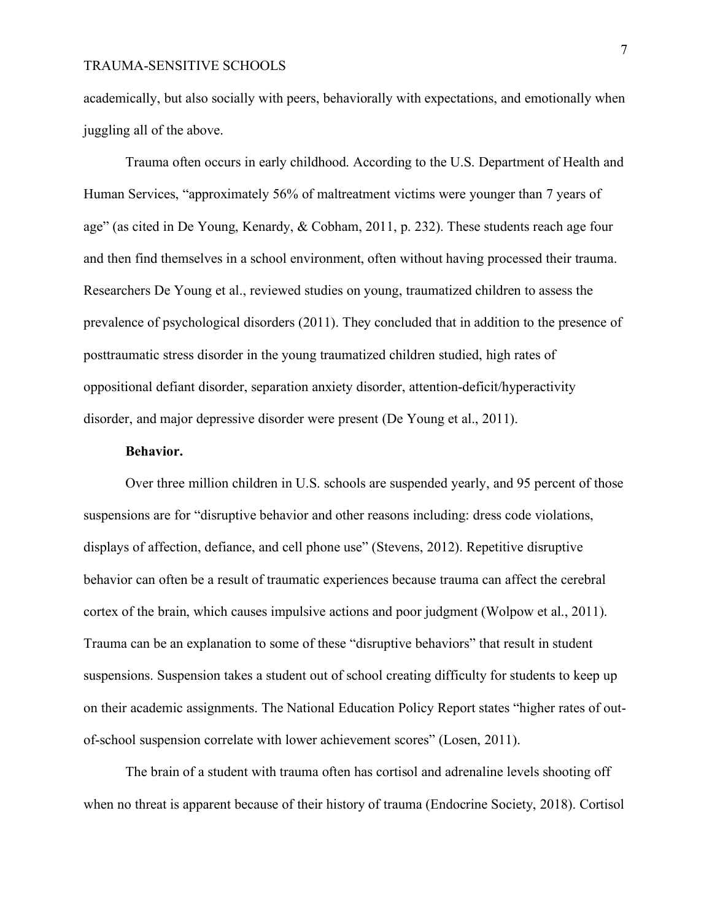academically, but also socially with peers, behaviorally with expectations, and emotionally when juggling all of the above.

Trauma often occurs in early childhood. According to the U.S. Department of Health and Human Services, "approximately 56% of maltreatment victims were younger than 7 years of age" (as cited in De Young, Kenardy, & Cobham, 2011, p. 232). These students reach age four and then find themselves in a school environment, often without having processed their trauma. Researchers De Young et al., reviewed studies on young, traumatized children to assess the prevalence of psychological disorders (2011). They concluded that in addition to the presence of posttraumatic stress disorder in the young traumatized children studied, high rates of oppositional defiant disorder, separation anxiety disorder, attention-deficit/hyperactivity disorder, and major depressive disorder were present (De Young et al., 2011).

**Behavior.**

Over three million children in U.S. schools are suspended yearly, and 95 percent of those suspensions are for "disruptive behavior and other reasons including: dress code violations, displays of affection, defiance, and cell phone use" (Stevens, 2012). Repetitive disruptive behavior can often be a result of traumatic experiences because trauma can affect the cerebral cortex of the brain, which causes impulsive actions and poor judgment (Wolpow et al., 2011). Trauma can be an explanation to some of these "disruptive behaviors" that result in student suspensions. Suspension takes a student out of school creating difficulty for students to keep up on their academic assignments. The National Education Policy Report states "higher rates of out-of-school suspension correlate with lower achievement scores" (Losen, 2011).

The brain of a student with trauma often has cortisol and adrenaline levels shooting off when no threat is apparent because of their history of trauma (Endocrine Society, 2018). Cortisol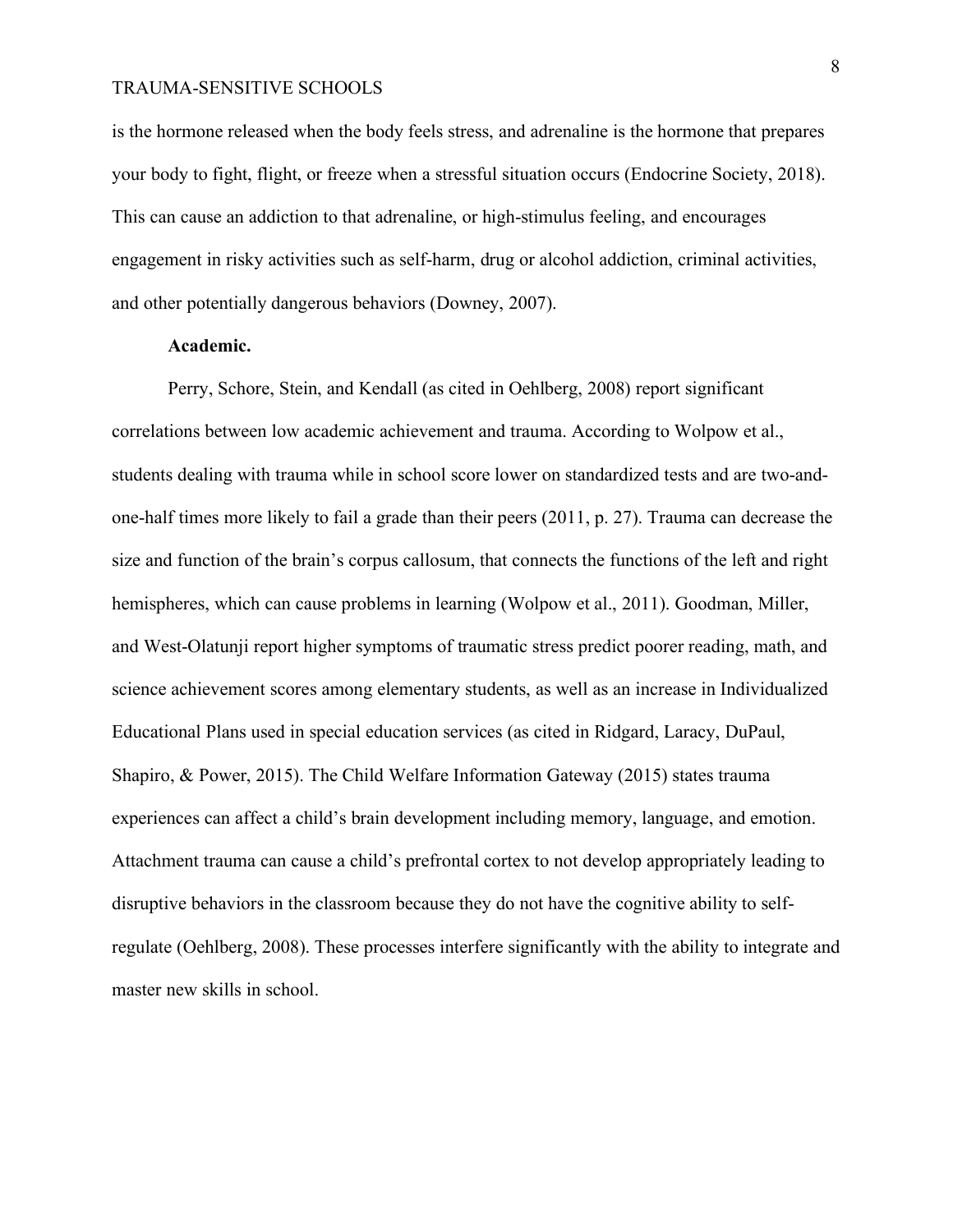is the hormone released when the body feels stress, and adrenaline is the hormone that prepares your body to fight, flight, or freeze when a stressful situation occurs (Endocrine Society, 2018). This can cause an addiction to that adrenaline, or high-stimulus feeling, and encourages engagement in risky activities such as self-harm, drug or alcohol addiction, criminal activities, and other potentially dangerous behaviors (Downey, 2007).

**Academic.**

Perry, Schore, Stein, and Kendall (as cited in Oehlberg, 2008) report significant correlations between low academic achievement and trauma. According to Wolpow et al., students dealing with trauma while in school score lower on standardized tests and are two-and-one-half times more likely to fail a grade than their peers (2011, p. 27). Trauma can decrease the size and function of the brain's corpus callosum, that connects the functions of the left and right hemispheres, which can cause problems in learning (Wolpow et al., 2011). Goodman, Miller, and West-Olatunji report higher symptoms of traumatic stress predict poorer reading, math, and science achievement scores among elementary students, as well as an increase in Individualized Educational Plans used in special education services (as cited in Ridgard, Laracy, DuPaul, Shapiro, & Power, 2015). The Child Welfare Information Gateway (2015) states trauma experiences can affect a child's brain development including memory, language, and emotion. Attachment trauma can cause a child's prefrontal cortex to not develop appropriately leading to disruptive behaviors in the classroom because they do not have the cognitive ability to self-regulate (Oehlberg, 2008). These processes interfere significantly with the ability to integrate and master new skills in school.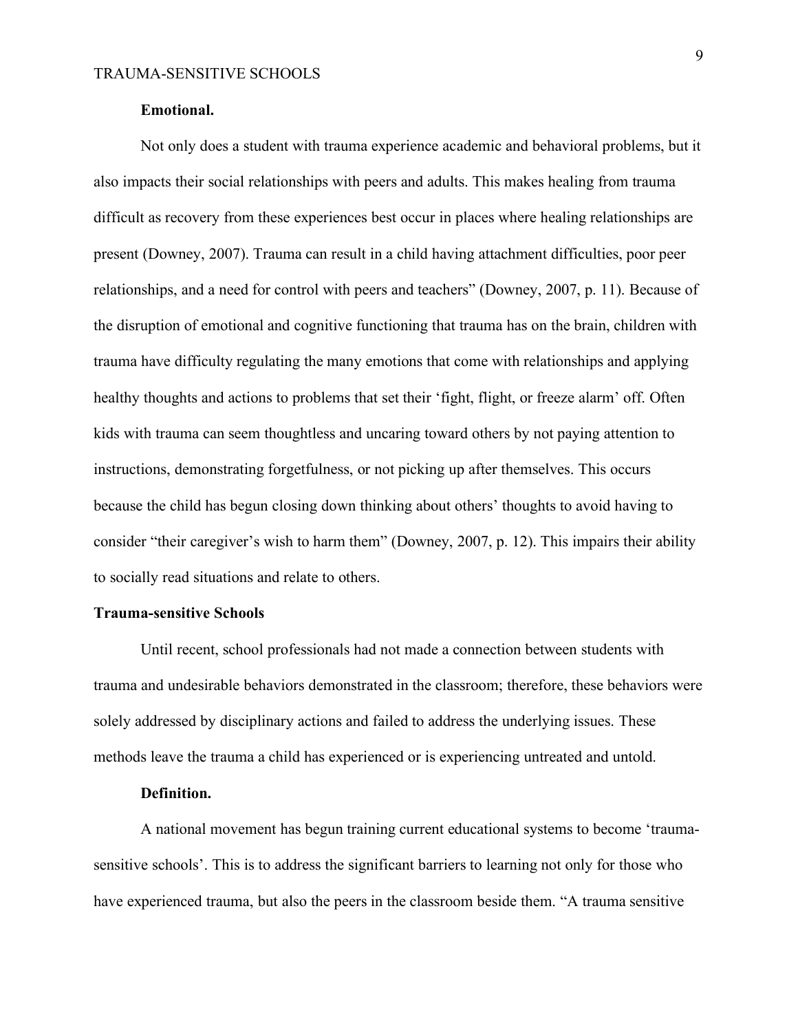### Emotional.

Not only does a student with trauma experience academic and behavioral problems, but it also impacts their social relationships with peers and adults. This makes healing from trauma difficult as recovery from these experiences best occur in places where healing relationships are present (Downey, 2007). Trauma can result in a child having attachment difficulties, poor peer relationships, and a need for control with peers and teachers" (Downey, 2007, p. 11). Because of the disruption of emotional and cognitive functioning that trauma has on the brain, children with trauma have difficulty regulating the many emotions that come with relationships and applying healthy thoughts and actions to problems that set their 'fight, flight, or freeze alarm' off. Often kids with trauma can seem thoughtless and uncaring toward others by not paying attention to instructions, demonstrating forgetfulness, or not picking up after themselves. This occurs because the child has begun closing down thinking about others' thoughts to avoid having to consider "their caregiver's wish to harm them" (Downey, 2007, p. 12). This impairs their ability to socially read situations and relate to others.

## Trauma-sensitive Schools

Until recent, school professionals had not made a connection between students with trauma and undesirable behaviors demonstrated in the classroom; therefore, these behaviors were solely addressed by disciplinary actions and failed to address the underlying issues. These methods leave the trauma a child has experienced or is experiencing untreated and untold.

### Definition.

A national movement has begun training current educational systems to become 'trauma-sensitive schools'. This is to address the significant barriers to learning not only for those who have experienced trauma, but also the peers in the classroom beside them. "A trauma sensitive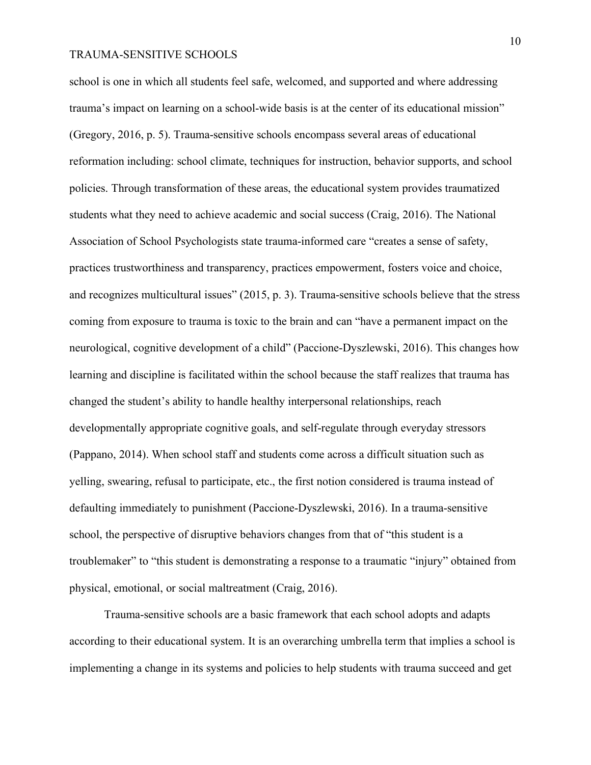school is one in which all students feel safe, welcomed, and supported and where addressing trauma's impact on learning on a school-wide basis is at the center of its educational mission" (Gregory, 2016, p. 5). Trauma-sensitive schools encompass several areas of educational reformation including: school climate, techniques for instruction, behavior supports, and school policies. Through transformation of these areas, the educational system provides traumatized students what they need to achieve academic and social success (Craig, 2016). The National Association of School Psychologists state trauma-informed care "creates a sense of safety, practices trustworthiness and transparency, practices empowerment, fosters voice and choice, and recognizes multicultural issues" (2015, p. 3). Trauma-sensitive schools believe that the stress coming from exposure to trauma is toxic to the brain and can "have a permanent impact on the neurological, cognitive development of a child" (Paccione-Dyszlewski, 2016). This changes how learning and discipline is facilitated within the school because the staff realizes that trauma has changed the student's ability to handle healthy interpersonal relationships, reach developmentally appropriate cognitive goals, and self-regulate through everyday stressors (Pappano, 2014). When school staff and students come across a difficult situation such as yelling, swearing, refusal to participate, etc., the first notion considered is trauma instead of defaulting immediately to punishment (Paccione-Dyszlewski, 2016). In a trauma-sensitive school, the perspective of disruptive behaviors changes from that of "this student is a troublemaker" to "this student is demonstrating a response to a traumatic "injury" obtained from physical, emotional, or social maltreatment (Craig, 2016).

Trauma-sensitive schools are a basic framework that each school adopts and adapts according to their educational system. It is an overarching umbrella term that implies a school is implementing a change in its systems and policies to help students with trauma succeed and get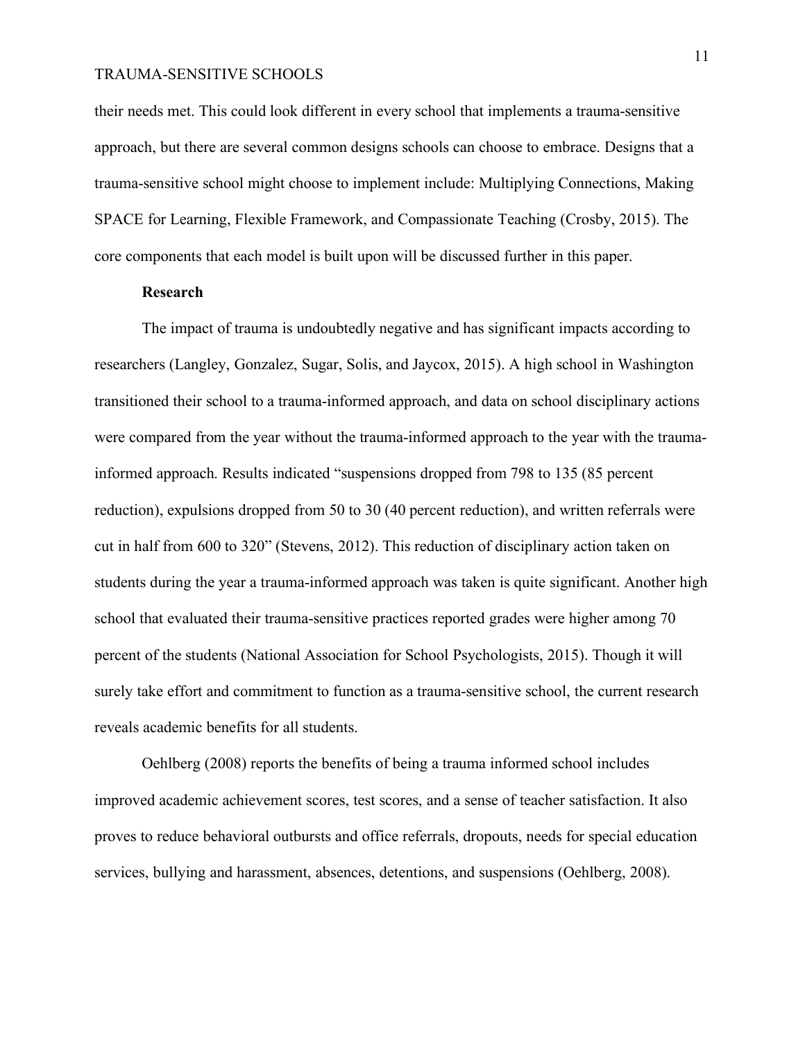their needs met. This could look different in every school that implements a trauma-sensitive approach, but there are several common designs schools can choose to embrace. Designs that a trauma-sensitive school might choose to implement include: Multiplying Connections, Making SPACE for Learning, Flexible Framework, and Compassionate Teaching (Crosby, 2015). The core components that each model is built upon will be discussed further in this paper.

## Research

The impact of trauma is undoubtedly negative and has significant impacts according to researchers (Langley, Gonzalez, Sugar, Solis, and Jaycox, 2015). A high school in Washington transitioned their school to a trauma-informed approach, and data on school disciplinary actions were compared from the year without the trauma-informed approach to the year with the trauma-informed approach. Results indicated "suspensions dropped from 798 to 135 (85 percent reduction), expulsions dropped from 50 to 30 (40 percent reduction), and written referrals were cut in half from 600 to 320" (Stevens, 2012). This reduction of disciplinary action taken on students during the year a trauma-informed approach was taken is quite significant. Another high school that evaluated their trauma-sensitive practices reported grades were higher among 70 percent of the students (National Association for School Psychologists, 2015). Though it will surely take effort and commitment to function as a trauma-sensitive school, the current research reveals academic benefits for all students.

Oehlberg (2008) reports the benefits of being a trauma informed school includes improved academic achievement scores, test scores, and a sense of teacher satisfaction. It also proves to reduce behavioral outbursts and office referrals, dropouts, needs for special education services, bullying and harassment, absences, detentions, and suspensions (Oehlberg, 2008).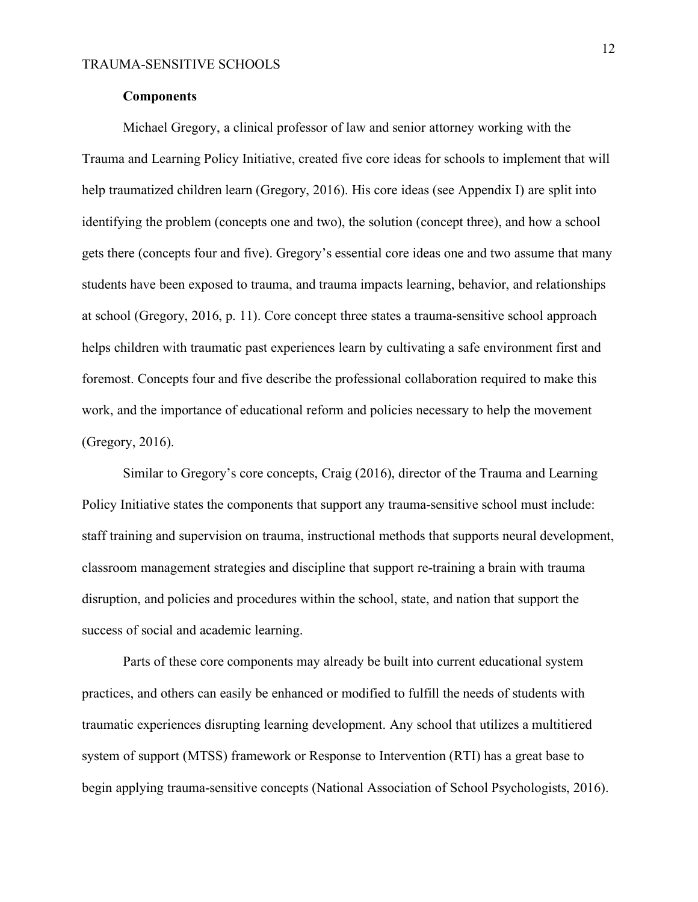**Components**

Michael Gregory, a clinical professor of law and senior attorney working with the Trauma and Learning Policy Initiative, created five core ideas for schools to implement that will help traumatized children learn (Gregory, 2016). His core ideas (see Appendix I) are split into identifying the problem (concepts one and two), the solution (concept three), and how a school gets there (concepts four and five). Gregory's essential core ideas one and two assume that many students have been exposed to trauma, and trauma impacts learning, behavior, and relationships at school (Gregory, 2016, p. 11). Core concept three states a trauma-sensitive school approach helps children with traumatic past experiences learn by cultivating a safe environment first and foremost. Concepts four and five describe the professional collaboration required to make this work, and the importance of educational reform and policies necessary to help the movement (Gregory, 2016).

Similar to Gregory's core concepts, Craig (2016), director of the Trauma and Learning Policy Initiative states the components that support any trauma-sensitive school must include: staff training and supervision on trauma, instructional methods that supports neural development, classroom management strategies and discipline that support re-training a brain with trauma disruption, and policies and procedures within the school, state, and nation that support the success of social and academic learning.

Parts of these core components may already be built into current educational system practices, and others can easily be enhanced or modified to fulfill the needs of students with traumatic experiences disrupting learning development. Any school that utilizes a multitiered system of support (MTSS) framework or Response to Intervention (RTI) has a great base to begin applying trauma-sensitive concepts (National Association of School Psychologists, 2016).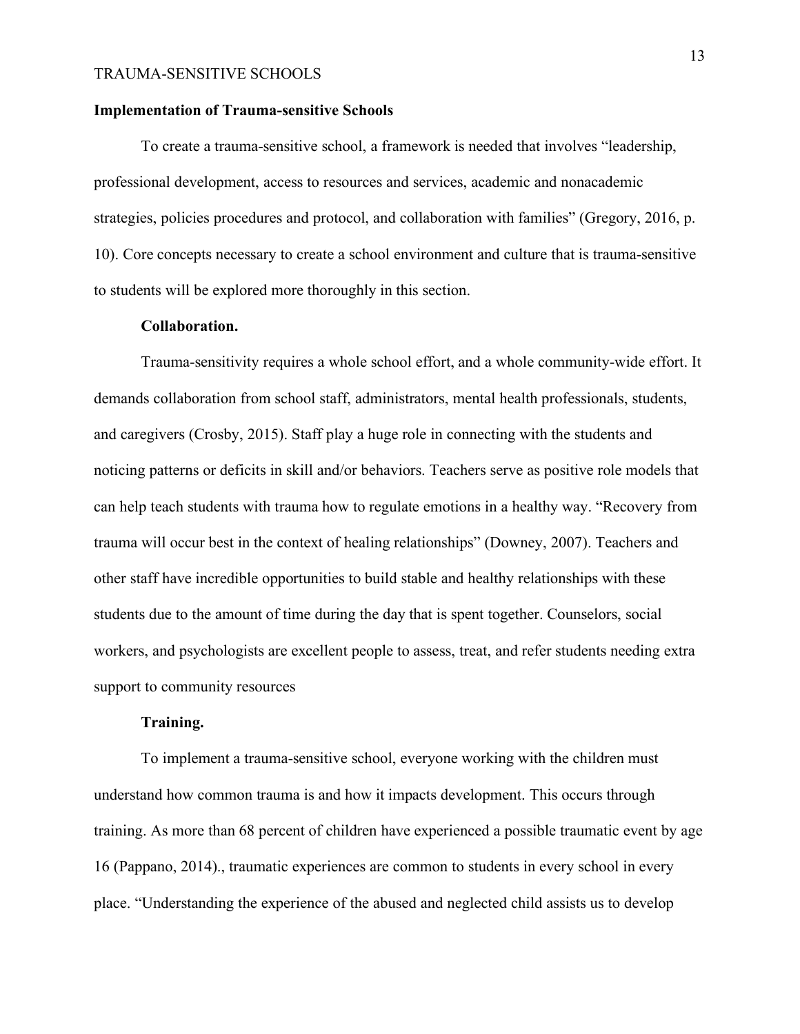## Implementation of Trauma-sensitive Schools

To create a trauma-sensitive school, a framework is needed that involves "leadership, professional development, access to resources and services, academic and nonacademic strategies, policies procedures and protocol, and collaboration with families" (Gregory, 2016, p. 10). Core concepts necessary to create a school environment and culture that is trauma-sensitive to students will be explored more thoroughly in this section.

### Collaboration.

Trauma-sensitivity requires a whole school effort, and a whole community-wide effort. It demands collaboration from school staff, administrators, mental health professionals, students, and caregivers (Crosby, 2015). Staff play a huge role in connecting with the students and noticing patterns or deficits in skill and/or behaviors. Teachers serve as positive role models that can help teach students with trauma how to regulate emotions in a healthy way. "Recovery from trauma will occur best in the context of healing relationships" (Downey, 2007). Teachers and other staff have incredible opportunities to build stable and healthy relationships with these students due to the amount of time during the day that is spent together. Counselors, social workers, and psychologists are excellent people to assess, treat, and refer students needing extra support to community resources

### Training.

To implement a trauma-sensitive school, everyone working with the children must understand how common trauma is and how it impacts development. This occurs through training. As more than 68 percent of children have experienced a possible traumatic event by age 16 (Pappano, 2014)., traumatic experiences are common to students in every school in every place. "Understanding the experience of the abused and neglected child assists us to develop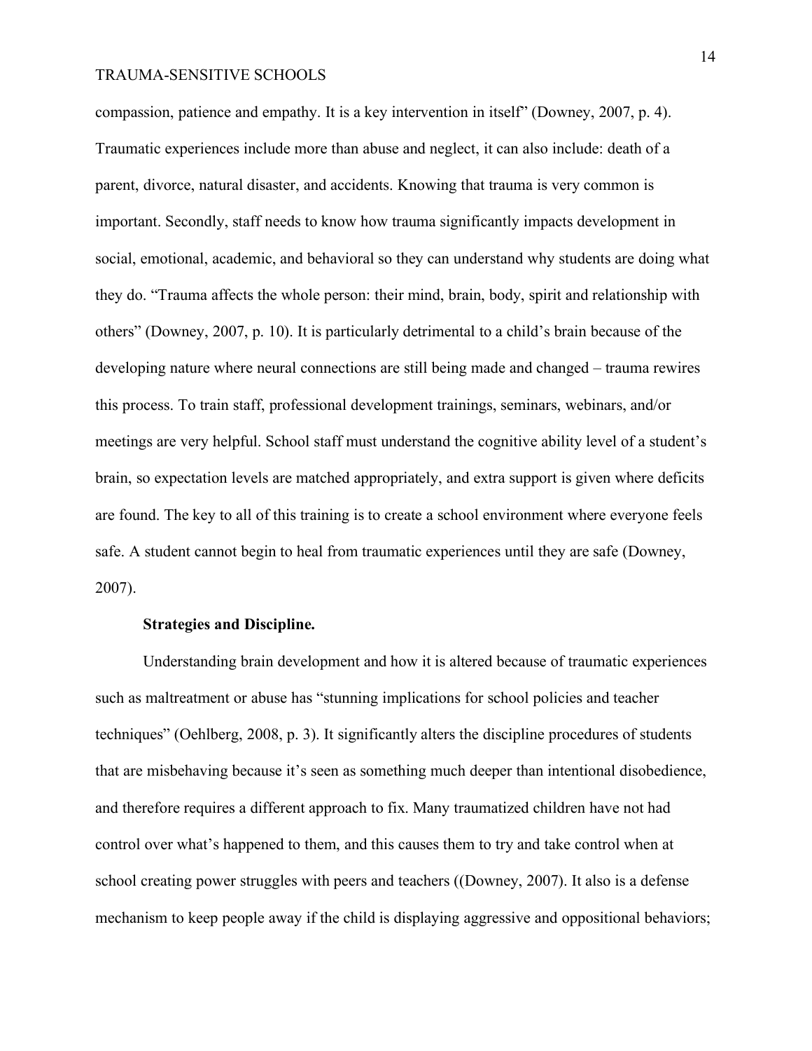compassion, patience and empathy. It is a key intervention in itself" (Downey, 2007, p. 4). Traumatic experiences include more than abuse and neglect, it can also include: death of a parent, divorce, natural disaster, and accidents. Knowing that trauma is very common is important. Secondly, staff needs to know how trauma significantly impacts development in social, emotional, academic, and behavioral so they can understand why students are doing what they do. "Trauma affects the whole person: their mind, brain, body, spirit and relationship with others" (Downey, 2007, p. 10). It is particularly detrimental to a child's brain because of the developing nature where neural connections are still being made and changed – trauma rewires this process. To train staff, professional development trainings, seminars, webinars, and/or meetings are very helpful. School staff must understand the cognitive ability level of a student's brain, so expectation levels are matched appropriately, and extra support is given where deficits are found. The key to all of this training is to create a school environment where everyone feels safe. A student cannot begin to heal from traumatic experiences until they are safe (Downey, 2007).

**Strategies and Discipline.**

Understanding brain development and how it is altered because of traumatic experiences such as maltreatment or abuse has "stunning implications for school policies and teacher techniques" (Oehlberg, 2008, p. 3). It significantly alters the discipline procedures of students that are misbehaving because it's seen as something much deeper than intentional disobedience, and therefore requires a different approach to fix. Many traumatized children have not had control over what's happened to them, and this causes them to try and take control when at school creating power struggles with peers and teachers ((Downey, 2007). It also is a defense mechanism to keep people away if the child is displaying aggressive and oppositional behaviors;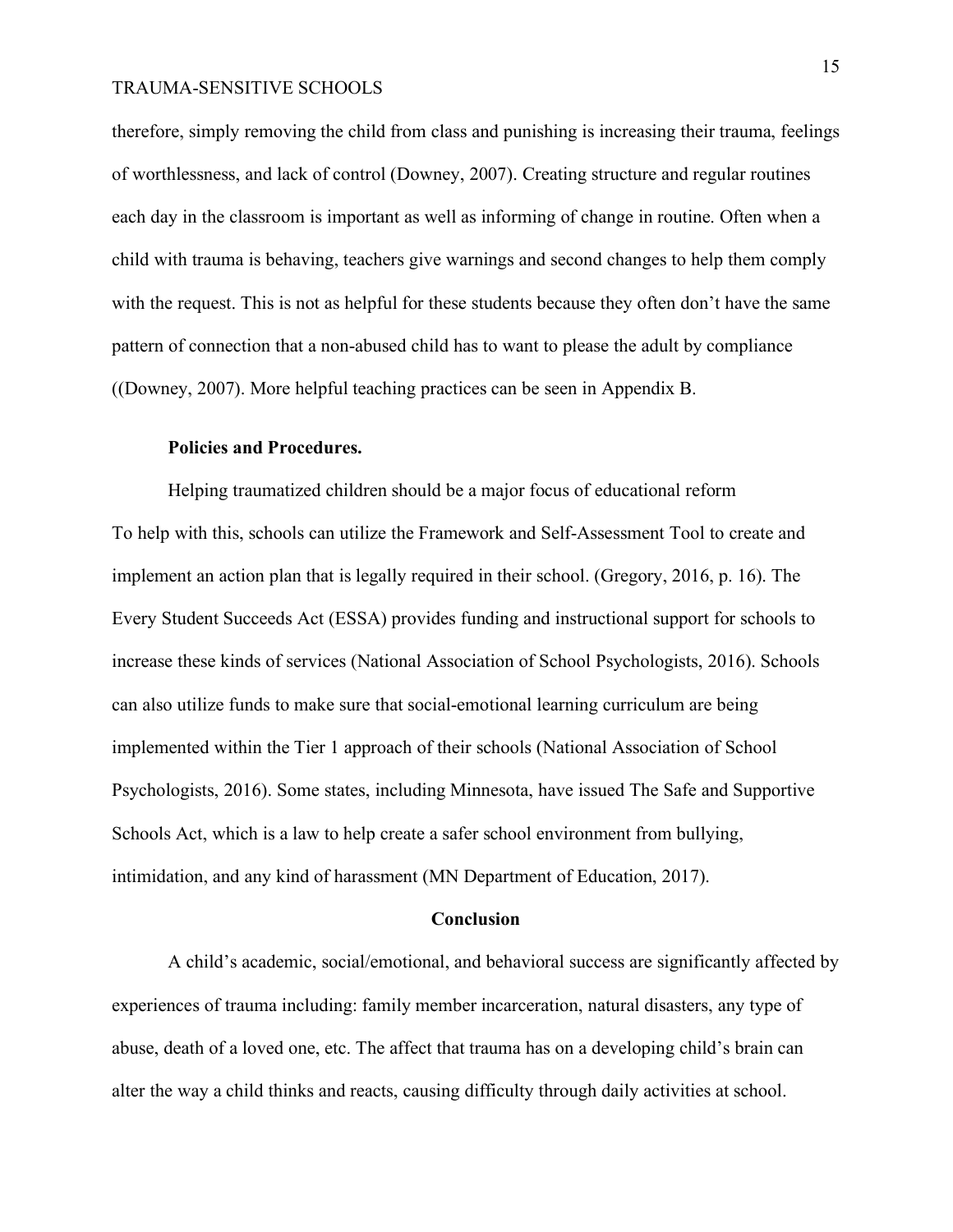therefore, simply removing the child from class and punishing is increasing their trauma, feelings of worthlessness, and lack of control (Downey, 2007). Creating structure and regular routines each day in the classroom is important as well as informing of change in routine. Often when a child with trauma is behaving, teachers give warnings and second changes to help them comply with the request. This is not as helpful for these students because they often don't have the same pattern of connection that a non-abused child has to want to please the adult by compliance ((Downey, 2007). More helpful teaching practices can be seen in Appendix B.

**Policies and Procedures.**

Helping traumatized children should be a major focus of educational reform
To help with this, schools can utilize the Framework and Self-Assessment Tool to create and implement an action plan that is legally required in their school. (Gregory, 2016, p. 16). The Every Student Succeeds Act (ESSA) provides funding and instructional support for schools to increase these kinds of services (National Association of School Psychologists, 2016). Schools can also utilize funds to make sure that social-emotional learning curriculum are being implemented within the Tier 1 approach of their schools (National Association of School Psychologists, 2016). Some states, including Minnesota, have issued The Safe and Supportive Schools Act, which is a law to help create a safer school environment from bullying, intimidation, and any kind of harassment (MN Department of Education, 2017).

## Conclusion

A child's academic, social/emotional, and behavioral success are significantly affected by experiences of trauma including: family member incarceration, natural disasters, any type of abuse, death of a loved one, etc. The affect that trauma has on a developing child's brain can alter the way a child thinks and reacts, causing difficulty through daily activities at school.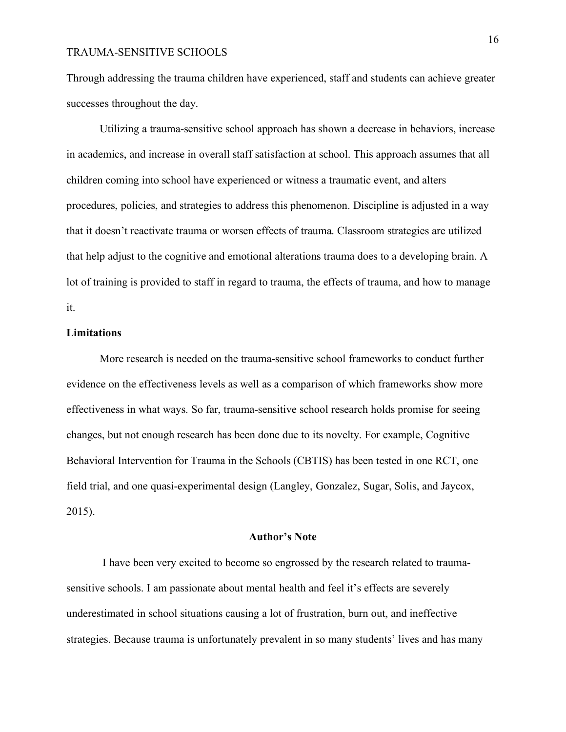Through addressing the trauma children have experienced, staff and students can achieve greater successes throughout the day.

Utilizing a trauma-sensitive school approach has shown a decrease in behaviors, increase in academics, and increase in overall staff satisfaction at school. This approach assumes that all children coming into school have experienced or witness a traumatic event, and alters procedures, policies, and strategies to address this phenomenon. Discipline is adjusted in a way that it doesn't reactivate trauma or worsen effects of trauma. Classroom strategies are utilized that help adjust to the cognitive and emotional alterations trauma does to a developing brain. A lot of training is provided to staff in regard to trauma, the effects of trauma, and how to manage it.

## Limitations

More research is needed on the trauma-sensitive school frameworks to conduct further evidence on the effectiveness levels as well as a comparison of which frameworks show more effectiveness in what ways. So far, trauma-sensitive school research holds promise for seeing changes, but not enough research has been done due to its novelty. For example, Cognitive Behavioral Intervention for Trauma in the Schools (CBTIS) has been tested in one RCT, one field trial, and one quasi-experimental design (Langley, Gonzalez, Sugar, Solis, and Jaycox, 2015).

## Author's Note

I have been very excited to become so engrossed by the research related to trauma-sensitive schools. I am passionate about mental health and feel it's effects are severely underestimated in school situations causing a lot of frustration, burn out, and ineffective strategies. Because trauma is unfortunately prevalent in so many students' lives and has many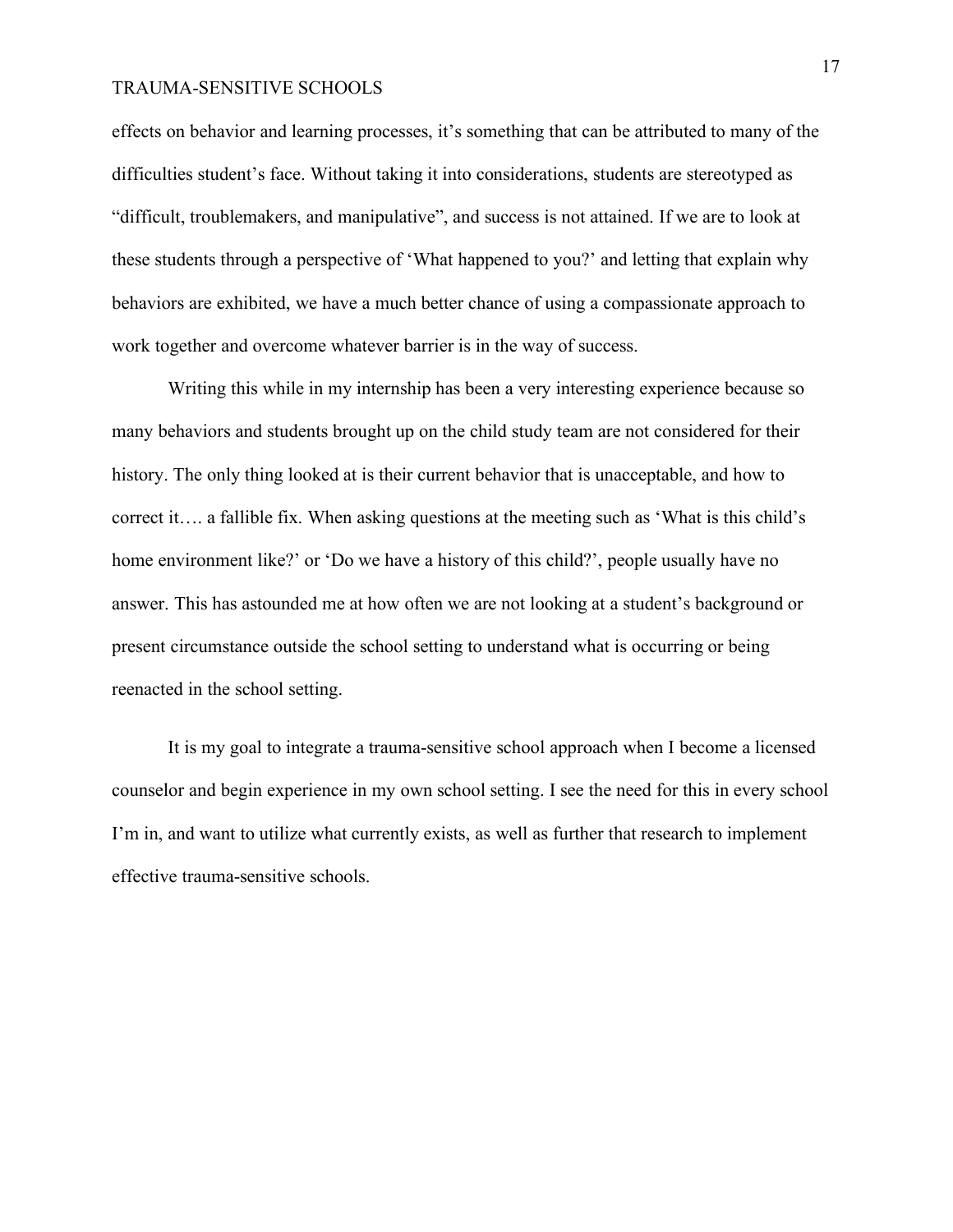effects on behavior and learning processes, it's something that can be attributed to many of the difficulties student's face. Without taking it into considerations, students are stereotyped as "difficult, troublemakers, and manipulative", and success is not attained. If we are to look at these students through a perspective of 'What happened to you?' and letting that explain why behaviors are exhibited, we have a much better chance of using a compassionate approach to work together and overcome whatever barrier is in the way of success.

Writing this while in my internship has been a very interesting experience because so many behaviors and students brought up on the child study team are not considered for their history. The only thing looked at is their current behavior that is unacceptable, and how to correct it…. a fallible fix. When asking questions at the meeting such as 'What is this child's home environment like?' or 'Do we have a history of this child?', people usually have no answer. This has astounded me at how often we are not looking at a student's background or present circumstance outside the school setting to understand what is occurring or being reenacted in the school setting.

It is my goal to integrate a trauma-sensitive school approach when I become a licensed counselor and begin experience in my own school setting. I see the need for this in every school I'm in, and want to utilize what currently exists, as well as further that research to implement effective trauma-sensitive schools.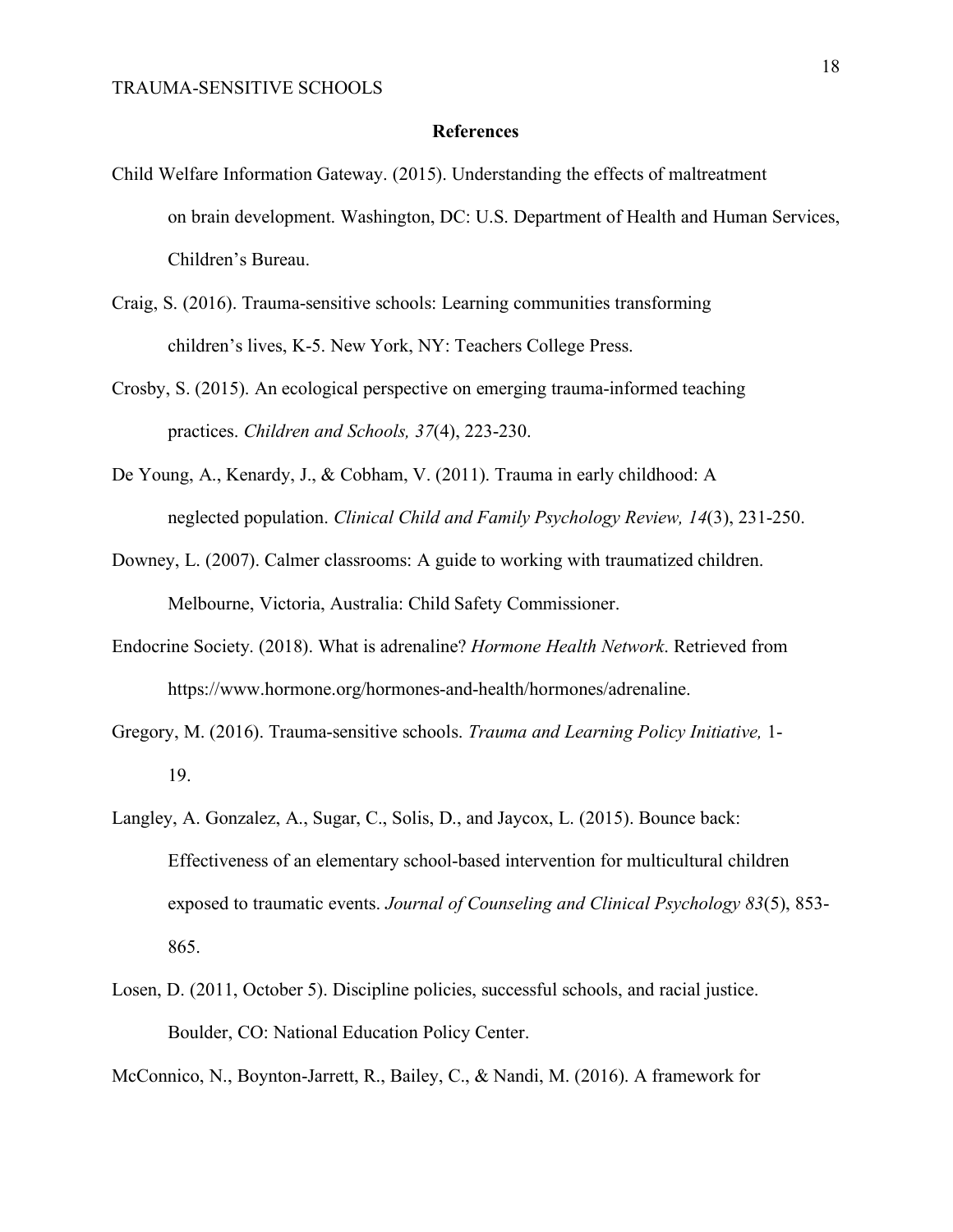# References

Child Welfare Information Gateway. (2015). Understanding the effects of maltreatment on brain development. Washington, DC: U.S. Department of Health and Human Services, Children's Bureau.

Craig, S. (2016). Trauma-sensitive schools: Learning communities transforming children's lives, K-5. New York, NY: Teachers College Press.

Crosby, S. (2015). An ecological perspective on emerging trauma-informed teaching practices. *Children and Schools, 37*(4), 223-230.

De Young, A., Kenardy, J., & Cobham, V. (2011). Trauma in early childhood: A neglected population. *Clinical Child and Family Psychology Review, 14*(3), 231-250.

Downey, L. (2007). Calmer classrooms: A guide to working with traumatized children. Melbourne, Victoria, Australia: Child Safety Commissioner.

Endocrine Society. (2018). What is adrenaline? *Hormone Health Network*. Retrieved from https://www.hormone.org/hormones-and-health/hormones/adrenaline.

Gregory, M. (2016). Trauma-sensitive schools. *Trauma and Learning Policy Initiative,* 1-19.

Langley, A. Gonzalez, A., Sugar, C., Solis, D., and Jaycox, L. (2015). Bounce back: Effectiveness of an elementary school-based intervention for multicultural children exposed to traumatic events. *Journal of Counseling and Clinical Psychology 83*(5), 853-865.

Losen, D. (2011, October 5). Discipline policies, successful schools, and racial justice. Boulder, CO: National Education Policy Center.

McConnico, N., Boynton-Jarrett, R., Bailey, C., & Nandi, M. (2016). A framework for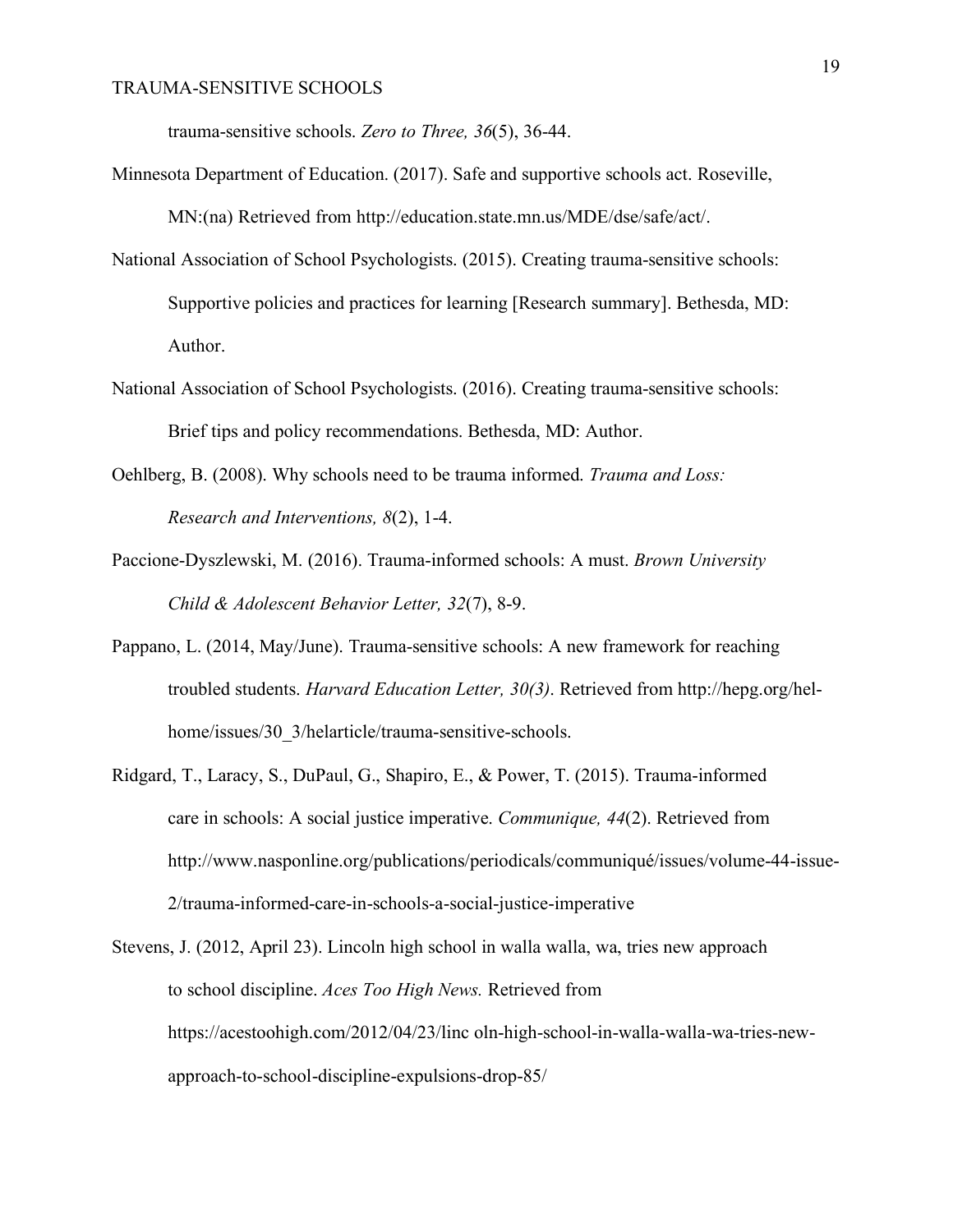trauma-sensitive schools. *Zero to Three, 36*(5), 36-44.

Minnesota Department of Education. (2017). Safe and supportive schools act. Roseville, MN:(na) Retrieved from http://education.state.mn.us/MDE/dse/safe/act/.

National Association of School Psychologists. (2015). Creating trauma-sensitive schools: Supportive policies and practices for learning [Research summary]. Bethesda, MD: Author.

National Association of School Psychologists. (2016). Creating trauma-sensitive schools: Brief tips and policy recommendations. Bethesda, MD: Author.

Oehlberg, B. (2008). Why schools need to be trauma informed. *Trauma and Loss: Research and Interventions, 8*(2), 1-4.

Paccione-Dyszlewski, M. (2016). Trauma-informed schools: A must. *Brown University Child & Adolescent Behavior Letter, 32*(7), 8-9.

Pappano, L. (2014, May/June). Trauma-sensitive schools: A new framework for reaching troubled students. *Harvard Education Letter, 30(3)*. Retrieved from http://hepg.org/hel-home/issues/30_3/helarticle/trauma-sensitive-schools.

Ridgard, T., Laracy, S., DuPaul, G., Shapiro, E., & Power, T. (2015). Trauma-informed care in schools: A social justice imperative. *Communique, 44*(2). Retrieved from http://www.nasponline.org/publications/periodicals/communiqué/issues/volume-44-issue-2/trauma-informed-care-in-schools-a-social-justice-imperative

Stevens, J. (2012, April 23). Lincoln high school in walla walla, wa, tries new approach to school discipline. *Aces Too High News.* Retrieved from https://acestoohigh.com/2012/04/23/linc oln-high-school-in-walla-walla-wa-tries-new-approach-to-school-discipline-expulsions-drop-85/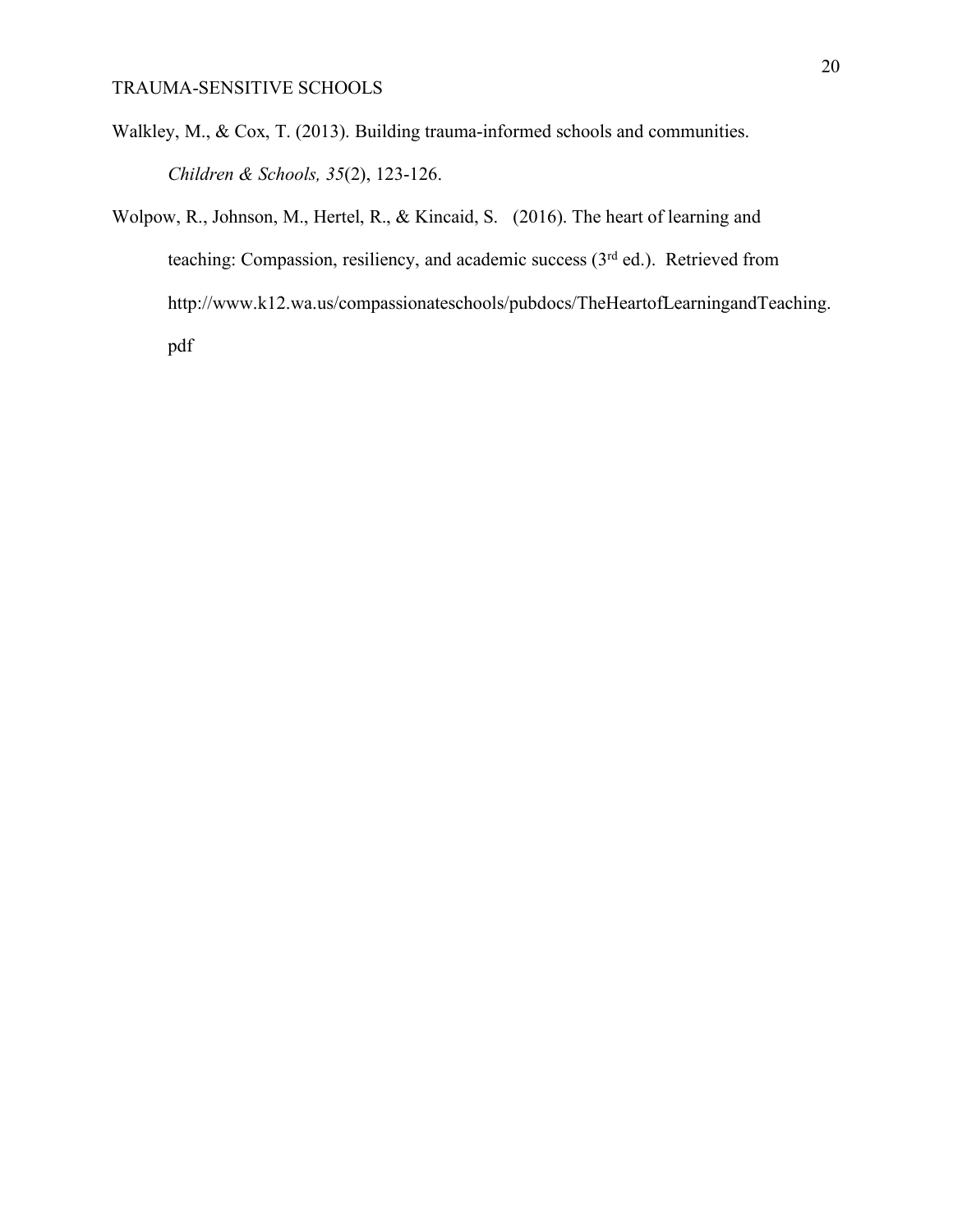Walkley, M., & Cox, T. (2013). Building trauma-informed schools and communities. *Children & Schools, 35*(2), 123-126.

Wolpow, R., Johnson, M., Hertel, R., & Kincaid, S. (2016). The heart of learning and teaching: Compassion, resiliency, and academic success (3rd ed.). Retrieved from http://www.k12.wa.us/compassionateschools/pubdocs/TheHeartofLearningandTeaching.pdf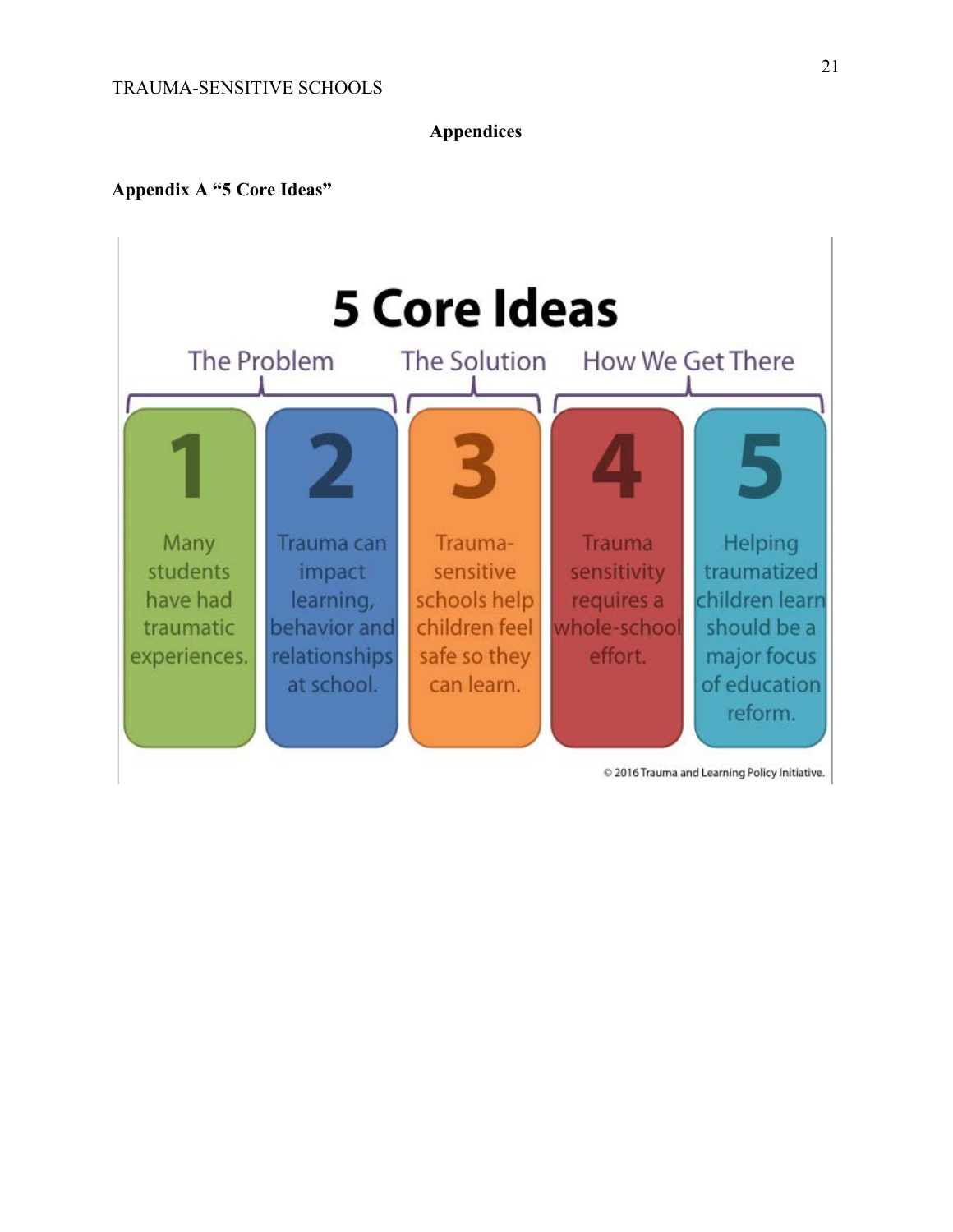## Appendices

### Appendix A "5 Core Ideas"

# 5 Core Ideas

| The Problem | | The Solution | How We Get There | |
|---|---|---|---|---|
| 1 | 2 | 3 | 4 | 5 |
| Many students have had traumatic experiences. | Trauma can impact learning, behavior and relationships at school. | Trauma-sensitive schools help children feel safe so they can learn. | Trauma sensitivity requires a whole-school effort. | Helping traumatized children learn should be a major focus of education reform. |

© 2016 Trauma and Learning Policy Initiative.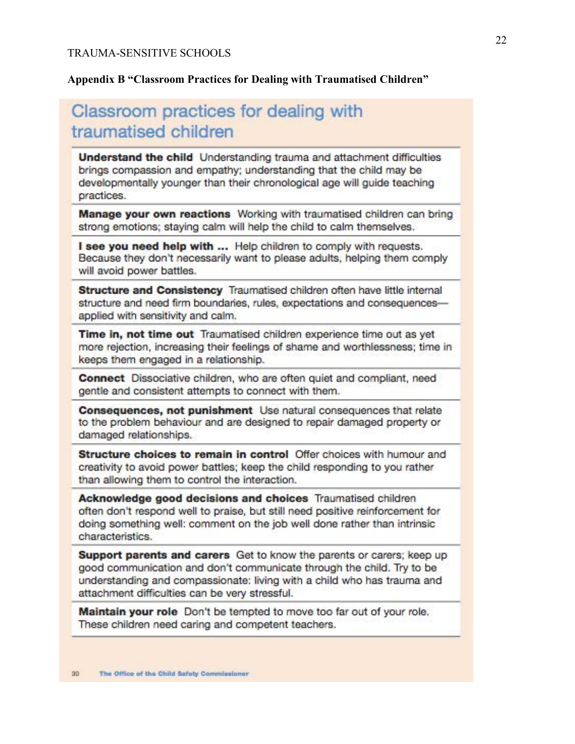**Appendix B "Classroom Practices for Dealing with Traumatised Children"**

## Classroom practices for dealing with traumatised children

**Understand the child** Understanding trauma and attachment difficulties brings compassion and empathy; understanding that the child may be developmentally younger than their chronological age will guide teaching practices.

**Manage your own reactions** Working with traumatised children can bring strong emotions; staying calm will help the child to calm themselves.

**I see you need help with ...** Help children to comply with requests. Because they don't necessarily want to please adults, helping them comply will avoid power battles.

**Structure and Consistency** Traumatised children often have little internal structure and need firm boundaries, rules, expectations and consequences—applied with sensitivity and calm.

**Time in, not time out** Traumatised children experience time out as yet more rejection, increasing their feelings of shame and worthlessness; time in keeps them engaged in a relationship.

**Connect** Dissociative children, who are often quiet and compliant, need gentle and consistent attempts to connect with them.

**Consequences, not punishment** Use natural consequences that relate to the problem behaviour and are designed to repair damaged property or damaged relationships.

**Structure choices to remain in control** Offer choices with humour and creativity to avoid power battles; keep the child responding to you rather than allowing them to control the interaction.

**Acknowledge good decisions and choices** Traumatised children often don't respond well to praise, but still need positive reinforcement for doing something well: comment on the job well done rather than intrinsic characteristics.

**Support parents and carers** Get to know the parents or carers; keep up good communication and don't communicate through the child. Try to be understanding and compassionate: living with a child who has trauma and attachment difficulties can be very stressful.

**Maintain your role** Don't be tempted to move too far out of your role. These children need caring and competent teachers.

30 The Office of the Child Safety Commissioner